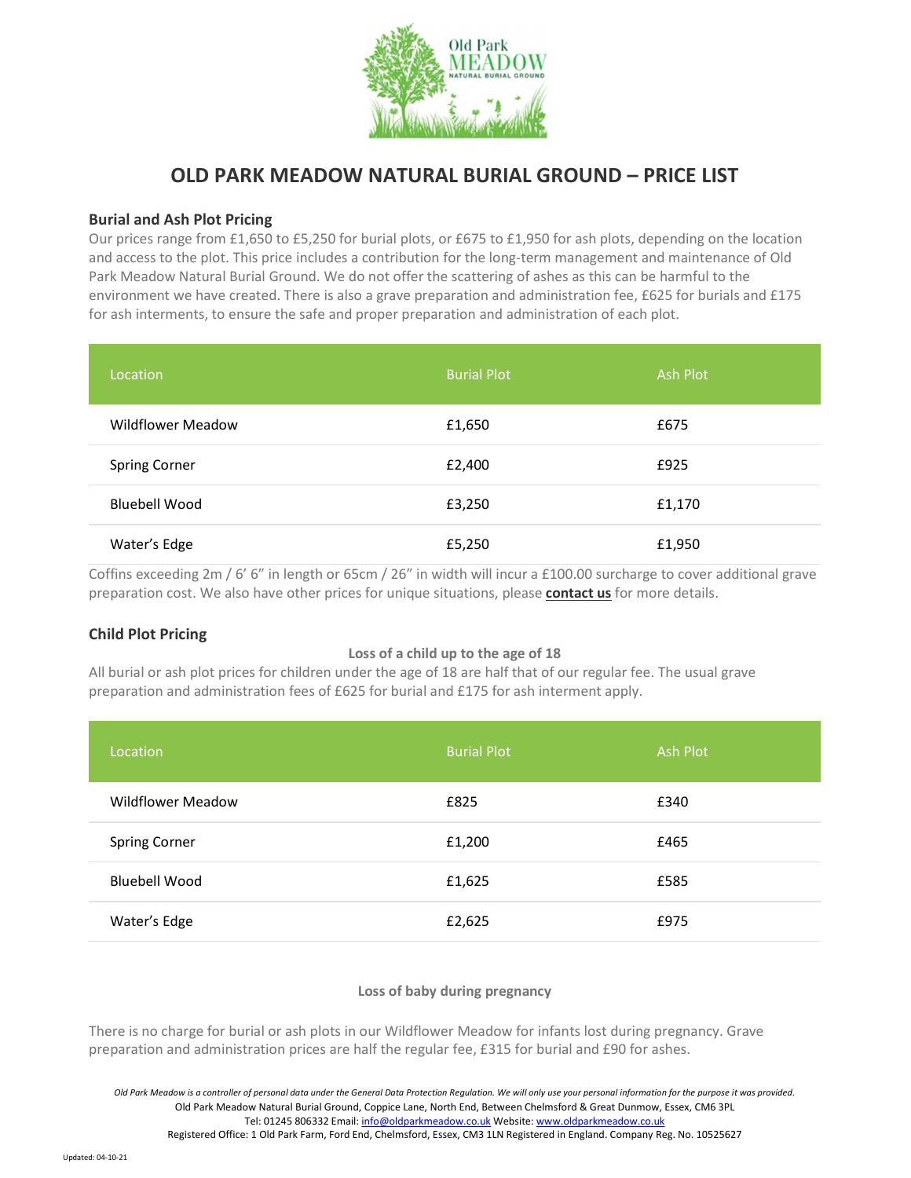# OLD PARK MEADOW NATURAL BURIAL GROUND – PRICE LIST

### Burial and Ash Plot Pricing

Our prices range from £1,650 to £5,250 for burial plots, or £675 to £1,950 for ash plots, depending on the location and access to the plot. This price includes a contribution for the long-term management and maintenance of Old Park Meadow Natural Burial Ground. We do not offer the scattering of ashes as this can be harmful to the environment we have created. There is also a grave preparation and administration fee, £625 for burials and £175 for ash interments, to ensure the safe and proper preparation and administration of each plot.

| Location | Burial Plot | Ash Plot |
|---|---|---|
| Wildflower Meadow | £1,650 | £675 |
| Spring Corner | £2,400 | £925 |
| Bluebell Wood | £3,250 | £1,170 |
| Water's Edge | £5,250 | £1,950 |

Coffins exceeding 2m / 6' 6" in length or 65cm / 26" in width will incur a £100.00 surcharge to cover additional grave preparation cost. We also have other prices for unique situations, please **contact us** for more details.

### Child Plot Pricing

**Loss of a child up to the age of 18**

All burial or ash plot prices for children under the age of 18 are half that of our regular fee. The usual grave preparation and administration fees of £625 for burial and £175 for ash interment apply.

| Location | Burial Plot | Ash Plot |
|---|---|---|
| Wildflower Meadow | £825 | £340 |
| Spring Corner | £1,200 | £465 |
| Bluebell Wood | £1,625 | £585 |
| Water's Edge | £2,625 | £975 |

**Loss of baby during pregnancy**

There is no charge for burial or ash plots in our Wildflower Meadow for infants lost during pregnancy. Grave preparation and administration prices are half the regular fee, £315 for burial and £90 for ashes.

*Old Park Meadow is a controller of personal data under the General Data Protection Regulation. We will only use your personal information for the purpose it was provided.*

Old Park Meadow Natural Burial Ground, Coppice Lane, North End, Between Chelmsford & Great Dunmow, Essex, CM6 3PL

Tel: 01245 806332 Email: info@oldparkmeadow.co.uk Website: www.oldparkmeadow.co.uk

Registered Office: 1 Old Park Farm, Ford End, Chelmsford, Essex, CM3 1LN Registered in England. Company Reg. No. 10525627

Updated: 04-10-21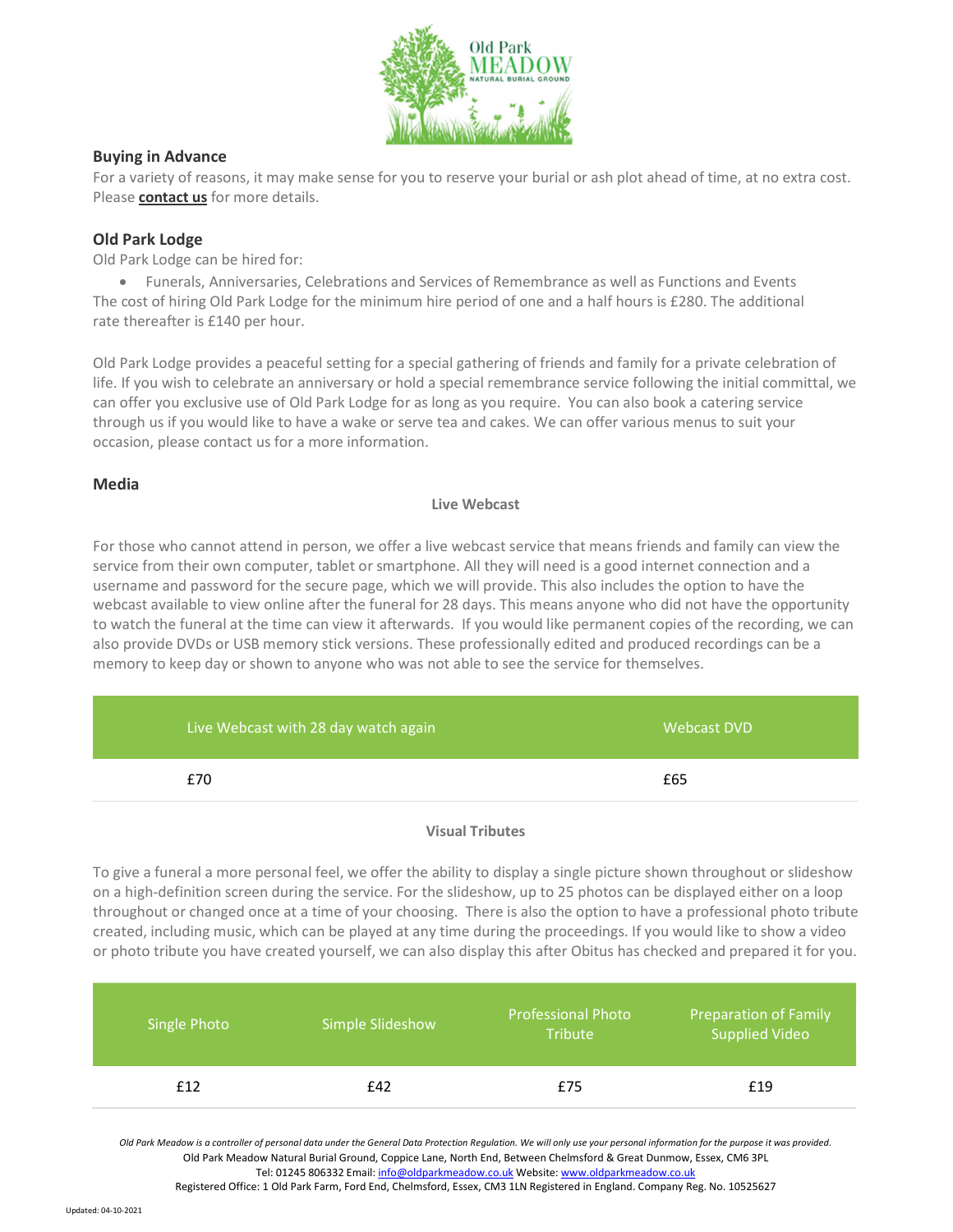## Buying in Advance

For a variety of reasons, it may make sense for you to reserve your burial or ash plot ahead of time, at no extra cost. Please **contact us** for more details.

## Old Park Lodge

Old Park Lodge can be hired for:

- Funerals, Anniversaries, Celebrations and Services of Remembrance as well as Functions and Events

The cost of hiring Old Park Lodge for the minimum hire period of one and a half hours is £280. The additional rate thereafter is £140 per hour.

Old Park Lodge provides a peaceful setting for a special gathering of friends and family for a private celebration of life. If you wish to celebrate an anniversary or hold a special remembrance service following the initial committal, we can offer you exclusive use of Old Park Lodge for as long as you require. You can also book a catering service through us if you would like to have a wake or serve tea and cakes. We can offer various menus to suit your occasion, please contact us for a more information.

## Media

### Live Webcast

For those who cannot attend in person, we offer a live webcast service that means friends and family can view the service from their own computer, tablet or smartphone. All they will need is a good internet connection and a username and password for the secure page, which we will provide. This also includes the option to have the webcast available to view online after the funeral for 28 days. This means anyone who did not have the opportunity to watch the funeral at the time can view it afterwards. If you would like permanent copies of the recording, we can also provide DVDs or USB memory stick versions. These professionally edited and produced recordings can be a memory to keep day or shown to anyone who was not able to see the service for themselves.

| Live Webcast with 28 day watch again | Webcast DVD |
|---|---|
| £70 | £65 |

### Visual Tributes

To give a funeral a more personal feel, we offer the ability to display a single picture shown throughout or slideshow on a high-definition screen during the service. For the slideshow, up to 25 photos can be displayed either on a loop throughout or changed once at a time of your choosing. There is also the option to have a professional photo tribute created, including music, which can be played at any time during the proceedings. If you would like to show a video or photo tribute you have created yourself, we can also display this after Obitus has checked and prepared it for you.

| Single Photo | Simple Slideshow | Professional Photo Tribute | Preparation of Family Supplied Video |
|---|---|---|---|
| £12 | £42 | £75 | £19 |

*Old Park Meadow is a controller of personal data under the General Data Protection Regulation. We will only use your personal information for the purpose it was provided.*

Old Park Meadow Natural Burial Ground, Coppice Lane, North End, Between Chelmsford & Great Dunmow, Essex, CM6 3PL

Tel: 01245 806332 Email: info@oldparkmeadow.co.uk Website: www.oldparkmeadow.co.uk

Registered Office: 1 Old Park Farm, Ford End, Chelmsford, Essex, CM3 1LN Registered in England. Company Reg. No. 10525627

Updated: 04-10-2021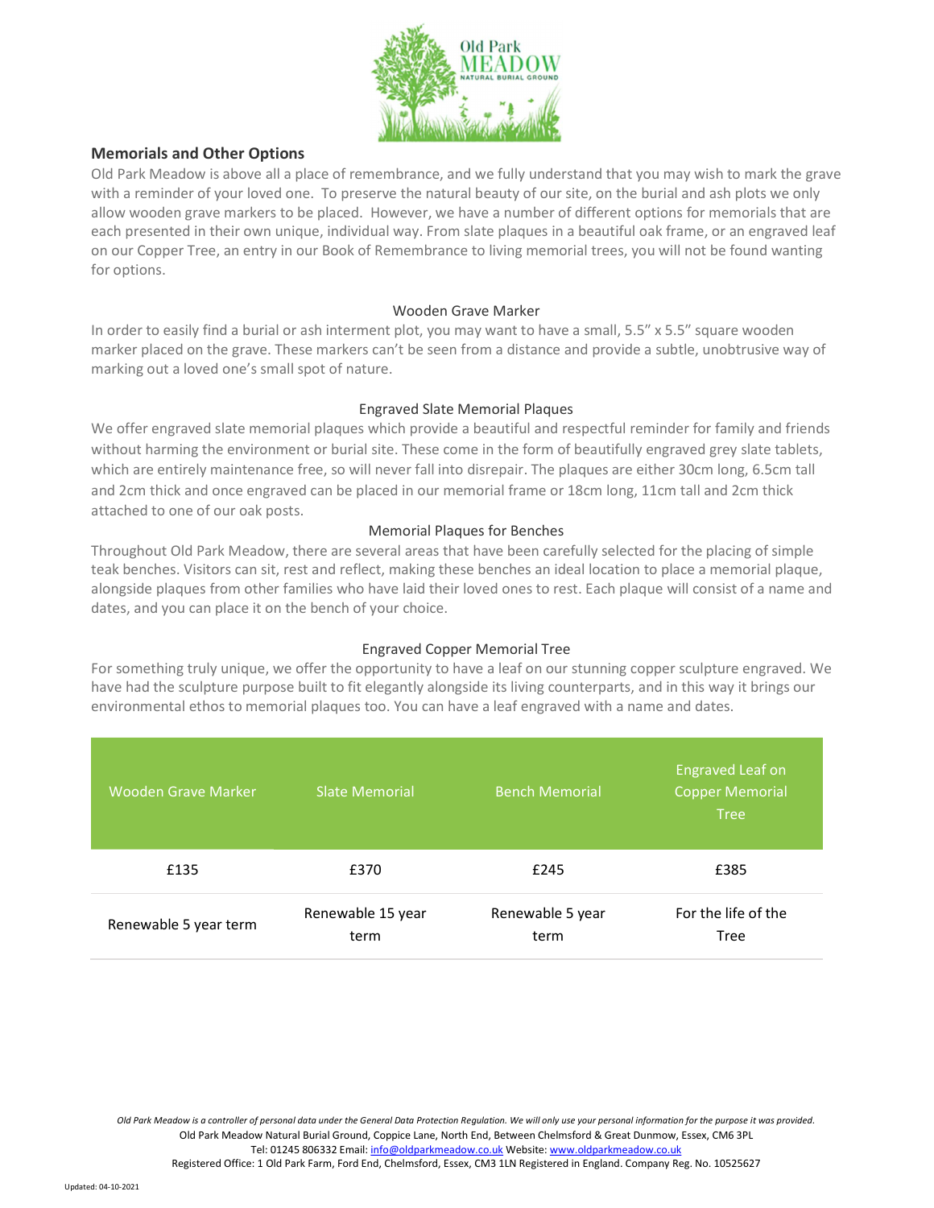## Memorials and Other Options

Old Park Meadow is above all a place of remembrance, and we fully understand that you may wish to mark the grave with a reminder of your loved one. To preserve the natural beauty of our site, on the burial and ash plots we only allow wooden grave markers to be placed. However, we have a number of different options for memorials that are each presented in their own unique, individual way. From slate plaques in a beautiful oak frame, or an engraved leaf on our Copper Tree, an entry in our Book of Remembrance to living memorial trees, you will not be found wanting for options.

### Wooden Grave Marker

In order to easily find a burial or ash interment plot, you may want to have a small, 5.5" x 5.5" square wooden marker placed on the grave. These markers can't be seen from a distance and provide a subtle, unobtrusive way of marking out a loved one's small spot of nature.

### Engraved Slate Memorial Plaques

We offer engraved slate memorial plaques which provide a beautiful and respectful reminder for family and friends without harming the environment or burial site. These come in the form of beautifully engraved grey slate tablets, which are entirely maintenance free, so will never fall into disrepair. The plaques are either 30cm long, 6.5cm tall and 2cm thick and once engraved can be placed in our memorial frame or 18cm long, 11cm tall and 2cm thick attached to one of our oak posts.

### Memorial Plaques for Benches

Throughout Old Park Meadow, there are several areas that have been carefully selected for the placing of simple teak benches. Visitors can sit, rest and reflect, making these benches an ideal location to place a memorial plaque, alongside plaques from other families who have laid their loved ones to rest. Each plaque will consist of a name and dates, and you can place it on the bench of your choice.

### Engraved Copper Memorial Tree

For something truly unique, we offer the opportunity to have a leaf on our stunning copper sculpture engraved. We have had the sculpture purpose built to fit elegantly alongside its living counterparts, and in this way it brings our environmental ethos to memorial plaques too. You can have a leaf engraved with a name and dates.

| Wooden Grave Marker | Slate Memorial | Bench Memorial | Engraved Leaf on Copper Memorial Tree |
|---|---|---|---|
| £135 | £370 | £245 | £385 |
| Renewable 5 year term | Renewable 15 year term | Renewable 5 year term | For the life of the Tree |

*Old Park Meadow is a controller of personal data under the General Data Protection Regulation. We will only use your personal information for the purpose it was provided.*

Old Park Meadow Natural Burial Ground, Coppice Lane, North End, Between Chelmsford & Great Dunmow, Essex, CM6 3PL

Tel: 01245 806332 Email: info@oldparkmeadow.co.uk Website: www.oldparkmeadow.co.uk

Registered Office: 1 Old Park Farm, Ford End, Chelmsford, Essex, CM3 1LN Registered in England. Company Reg. No. 10525627

Updated: 04-10-2021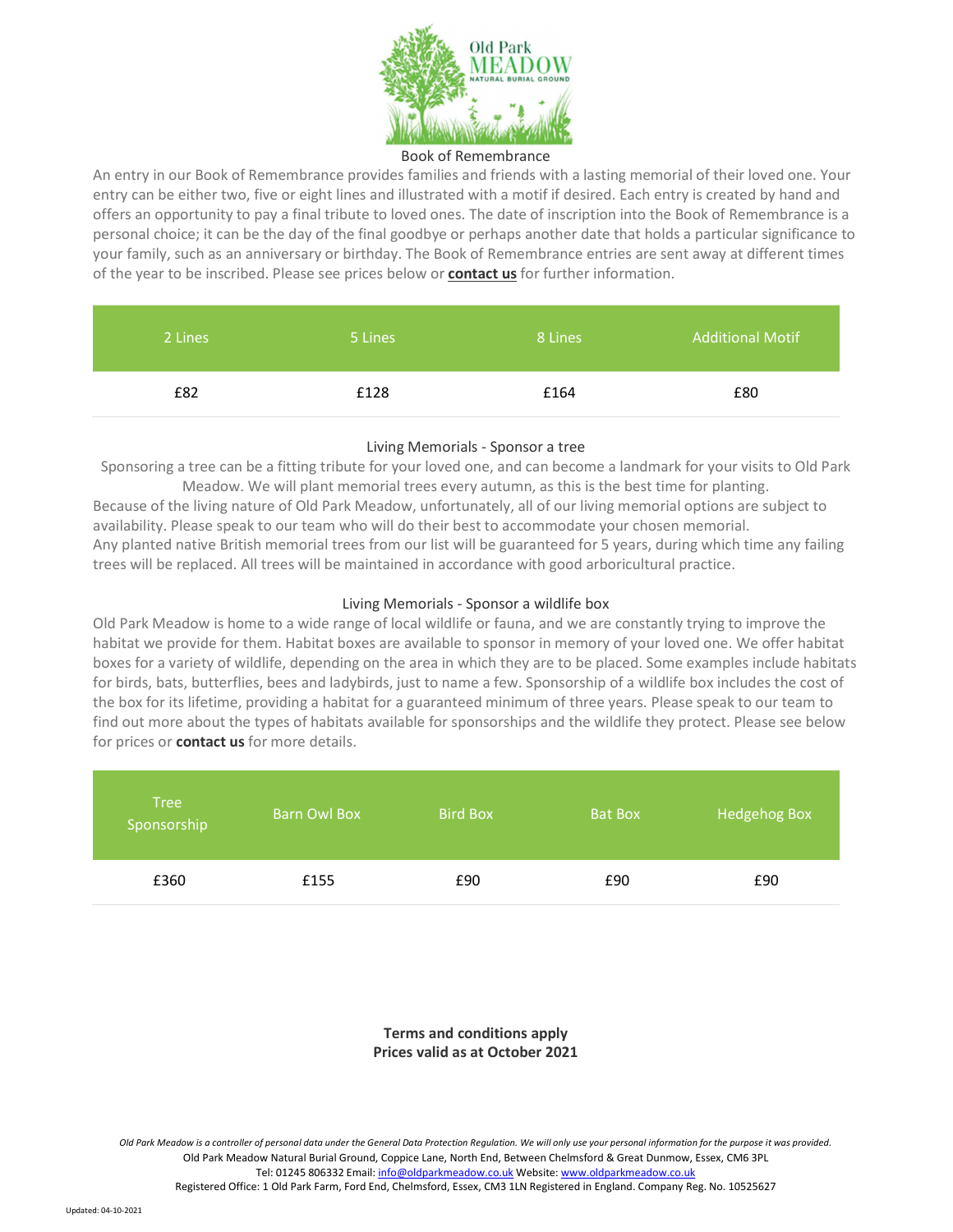Old Park MEADOW NATURAL BURIAL GROUND

## Book of Remembrance

An entry in our Book of Remembrance provides families and friends with a lasting memorial of their loved one. Your entry can be either two, five or eight lines and illustrated with a motif if desired. Each entry is created by hand and offers an opportunity to pay a final tribute to loved ones. The date of inscription into the Book of Remembrance is a personal choice; it can be the day of the final goodbye or perhaps another date that holds a particular significance to your family, such as an anniversary or birthday. The Book of Remembrance entries are sent away at different times of the year to be inscribed. Please see prices below or **contact us** for further information.

| 2 Lines | 5 Lines | 8 Lines | Additional Motif |
|---|---|---|---|
| £82 | £128 | £164 | £80 |

## Living Memorials - Sponsor a tree

Sponsoring a tree can be a fitting tribute for your loved one, and can become a landmark for your visits to Old Park Meadow. We will plant memorial trees every autumn, as this is the best time for planting.

Because of the living nature of Old Park Meadow, unfortunately, all of our living memorial options are subject to availability. Please speak to our team who will do their best to accommodate your chosen memorial.

Any planted native British memorial trees from our list will be guaranteed for 5 years, during which time any failing trees will be replaced. All trees will be maintained in accordance with good arboricultural practice.

## Living Memorials - Sponsor a wildlife box

Old Park Meadow is home to a wide range of local wildlife or fauna, and we are constantly trying to improve the habitat we provide for them. Habitat boxes are available to sponsor in memory of your loved one. We offer habitat boxes for a variety of wildlife, depending on the area in which they are to be placed. Some examples include habitats for birds, bats, butterflies, bees and ladybirds, just to name a few. Sponsorship of a wildlife box includes the cost of the box for its lifetime, providing a habitat for a guaranteed minimum of three years. Please speak to our team to find out more about the types of habitats available for sponsorships and the wildlife they protect. Please see below for prices or **contact us** for more details.

| Tree Sponsorship | Barn Owl Box | Bird Box | Bat Box | Hedgehog Box |
|---|---|---|---|---|
| £360 | £155 | £90 | £90 | £90 |

**Terms and conditions apply**
**Prices valid as at October 2021**

*Old Park Meadow is a controller of personal data under the General Data Protection Regulation. We will only use your personal information for the purpose it was provided.*

Old Park Meadow Natural Burial Ground, Coppice Lane, North End, Between Chelmsford & Great Dunmow, Essex, CM6 3PL

Tel: 01245 806332 Email: info@oldparkmeadow.co.uk Website: www.oldparkmeadow.co.uk

Registered Office: 1 Old Park Farm, Ford End, Chelmsford, Essex, CM3 1LN Registered in England. Company Reg. No. 10525627

Updated: 04-10-2021